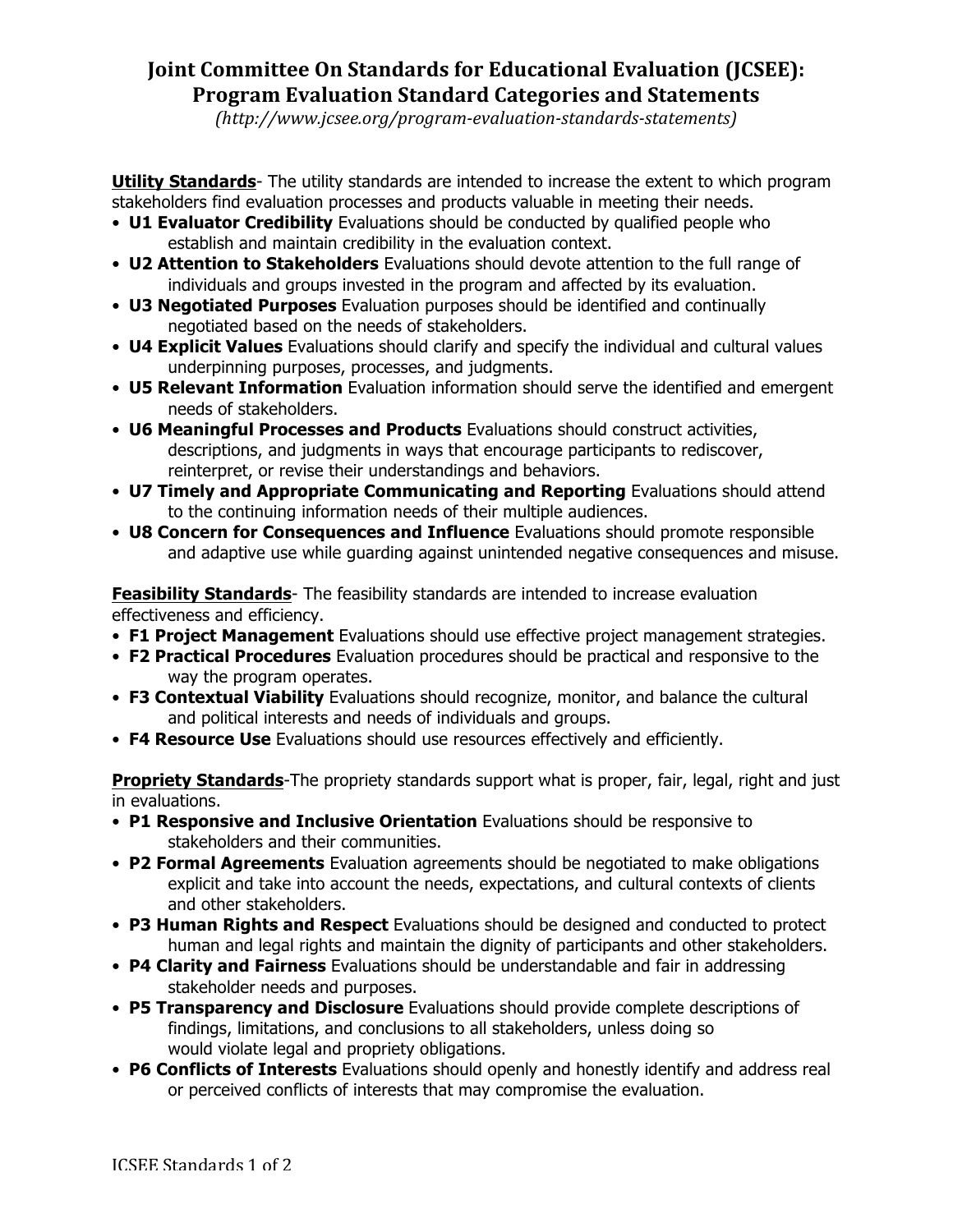# Joint Committee On Standards for Educational Evaluation (JCSEE): Program Evaluation Standard Categories and Statements

*(http://www.jcsee.org/program-evaluation-standards-statements)*

**Utility Standards**- The utility standards are intended to increase the extent to which program stakeholders find evaluation processes and products valuable in meeting their needs.

- **U1 Evaluator Credibility** Evaluations should be conducted by qualified people who establish and maintain credibility in the evaluation context.
- **U2 Attention to Stakeholders** Evaluations should devote attention to the full range of individuals and groups invested in the program and affected by its evaluation.
- **U3 Negotiated Purposes** Evaluation purposes should be identified and continually negotiated based on the needs of stakeholders.
- **U4 Explicit Values** Evaluations should clarify and specify the individual and cultural values underpinning purposes, processes, and judgments.
- **U5 Relevant Information** Evaluation information should serve the identified and emergent needs of stakeholders.
- **U6 Meaningful Processes and Products** Evaluations should construct activities, descriptions, and judgments in ways that encourage participants to rediscover, reinterpret, or revise their understandings and behaviors.
- **U7 Timely and Appropriate Communicating and Reporting** Evaluations should attend to the continuing information needs of their multiple audiences.
- **U8 Concern for Consequences and Influence** Evaluations should promote responsible and adaptive use while guarding against unintended negative consequences and misuse.

**Feasibility Standards**- The feasibility standards are intended to increase evaluation effectiveness and efficiency.

- **F1 Project Management** Evaluations should use effective project management strategies.
- **F2 Practical Procedures** Evaluation procedures should be practical and responsive to the way the program operates.
- **F3 Contextual Viability** Evaluations should recognize, monitor, and balance the cultural and political interests and needs of individuals and groups.
- **F4 Resource Use** Evaluations should use resources effectively and efficiently.

**Propriety Standards**-The propriety standards support what is proper, fair, legal, right and just in evaluations.

- **P1 Responsive and Inclusive Orientation** Evaluations should be responsive to stakeholders and their communities.
- **P2 Formal Agreements** Evaluation agreements should be negotiated to make obligations explicit and take into account the needs, expectations, and cultural contexts of clients and other stakeholders.
- **P3 Human Rights and Respect** Evaluations should be designed and conducted to protect human and legal rights and maintain the dignity of participants and other stakeholders.
- **P4 Clarity and Fairness** Evaluations should be understandable and fair in addressing stakeholder needs and purposes.
- **P5 Transparency and Disclosure** Evaluations should provide complete descriptions of findings, limitations, and conclusions to all stakeholders, unless doing so would violate legal and propriety obligations.
- **P6 Conflicts of Interests** Evaluations should openly and honestly identify and address real or perceived conflicts of interests that may compromise the evaluation.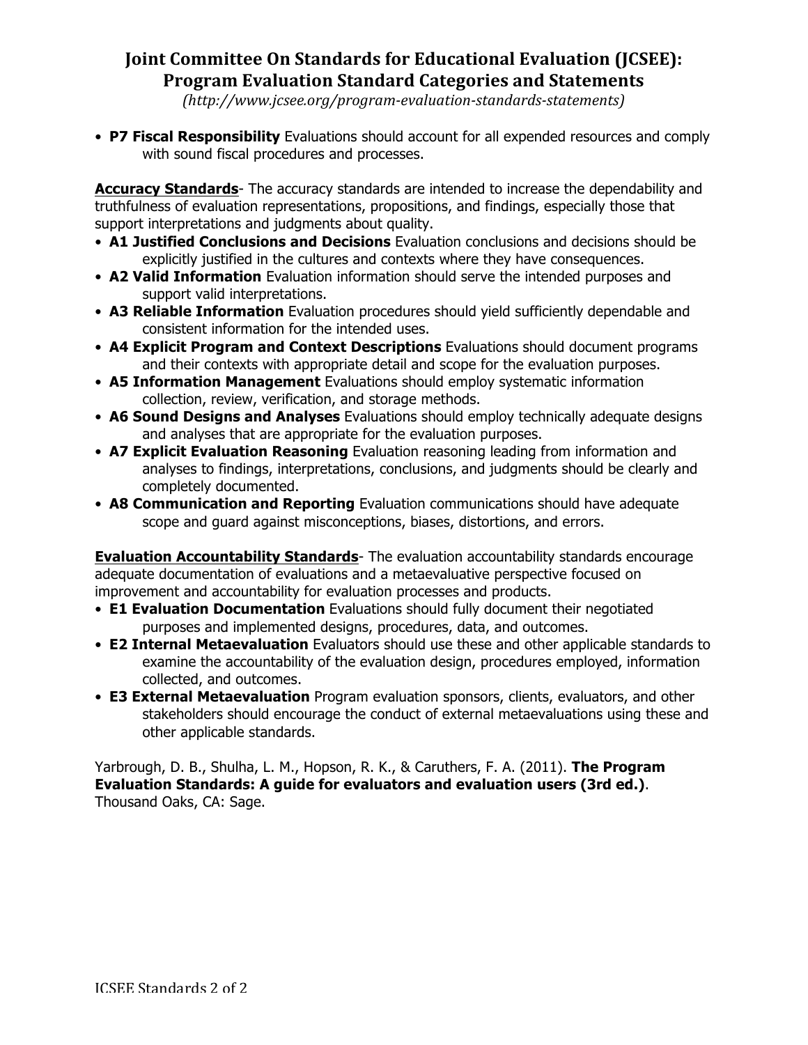# Joint Committee On Standards for Educational Evaluation (JCSEE): Program Evaluation Standard Categories and Statements

*(http://www.jcsee.org/program-evaluation-standards-statements)*

- **P7 Fiscal Responsibility** Evaluations should account for all expended resources and comply with sound fiscal procedures and processes.

**Accuracy Standards**- The accuracy standards are intended to increase the dependability and truthfulness of evaluation representations, propositions, and findings, especially those that support interpretations and judgments about quality.

- **A1 Justified Conclusions and Decisions** Evaluation conclusions and decisions should be explicitly justified in the cultures and contexts where they have consequences.
- **A2 Valid Information** Evaluation information should serve the intended purposes and support valid interpretations.
- **A3 Reliable Information** Evaluation procedures should yield sufficiently dependable and consistent information for the intended uses.
- **A4 Explicit Program and Context Descriptions** Evaluations should document programs and their contexts with appropriate detail and scope for the evaluation purposes.
- **A5 Information Management** Evaluations should employ systematic information collection, review, verification, and storage methods.
- **A6 Sound Designs and Analyses** Evaluations should employ technically adequate designs and analyses that are appropriate for the evaluation purposes.
- **A7 Explicit Evaluation Reasoning** Evaluation reasoning leading from information and analyses to findings, interpretations, conclusions, and judgments should be clearly and completely documented.
- **A8 Communication and Reporting** Evaluation communications should have adequate scope and guard against misconceptions, biases, distortions, and errors.

**Evaluation Accountability Standards**- The evaluation accountability standards encourage adequate documentation of evaluations and a metaevaluative perspective focused on improvement and accountability for evaluation processes and products.

- **E1 Evaluation Documentation** Evaluations should fully document their negotiated purposes and implemented designs, procedures, data, and outcomes.
- **E2 Internal Metaevaluation** Evaluators should use these and other applicable standards to examine the accountability of the evaluation design, procedures employed, information collected, and outcomes.
- **E3 External Metaevaluation** Program evaluation sponsors, clients, evaluators, and other stakeholders should encourage the conduct of external metaevaluations using these and other applicable standards.

Yarbrough, D. B., Shulha, L. M., Hopson, R. K., & Caruthers, F. A. (2011). **The Program Evaluation Standards: A guide for evaluators and evaluation users (3rd ed.)**. Thousand Oaks, CA: Sage.